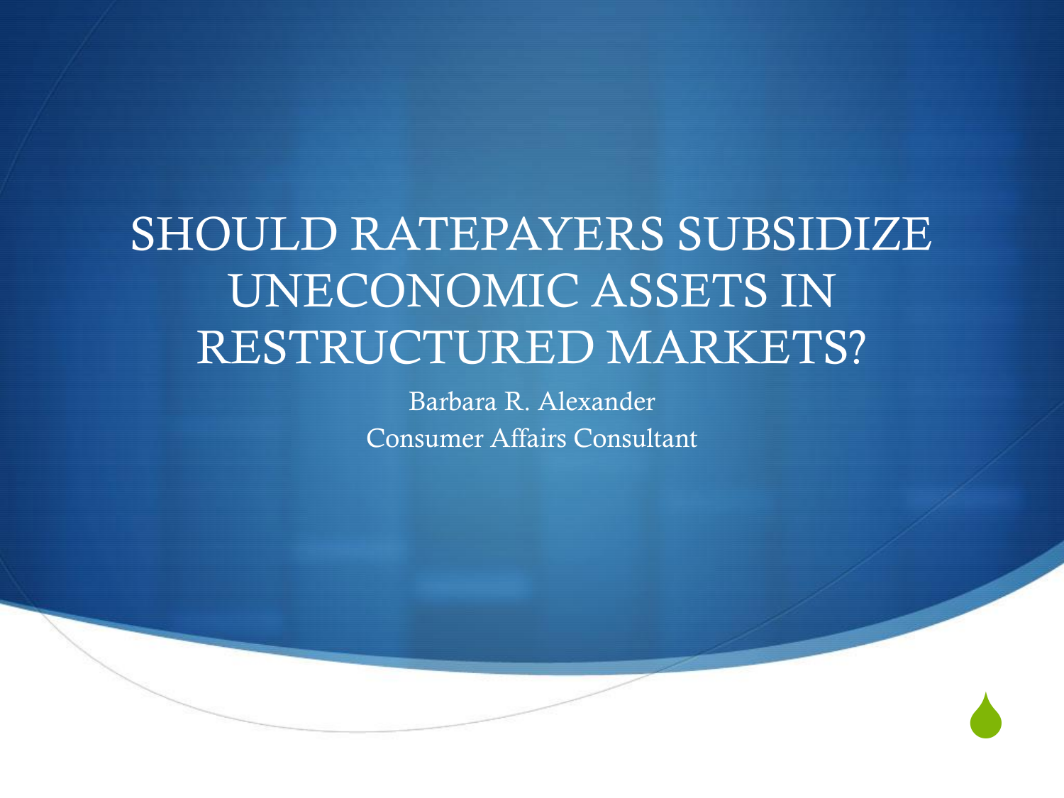# SHOULD RATEPAYERS SUBSIDIZE UNECONOMIC ASSETS IN RESTRUCTURED MARKETS?

Barbara R. Alexander

Consumer Affairs Consultant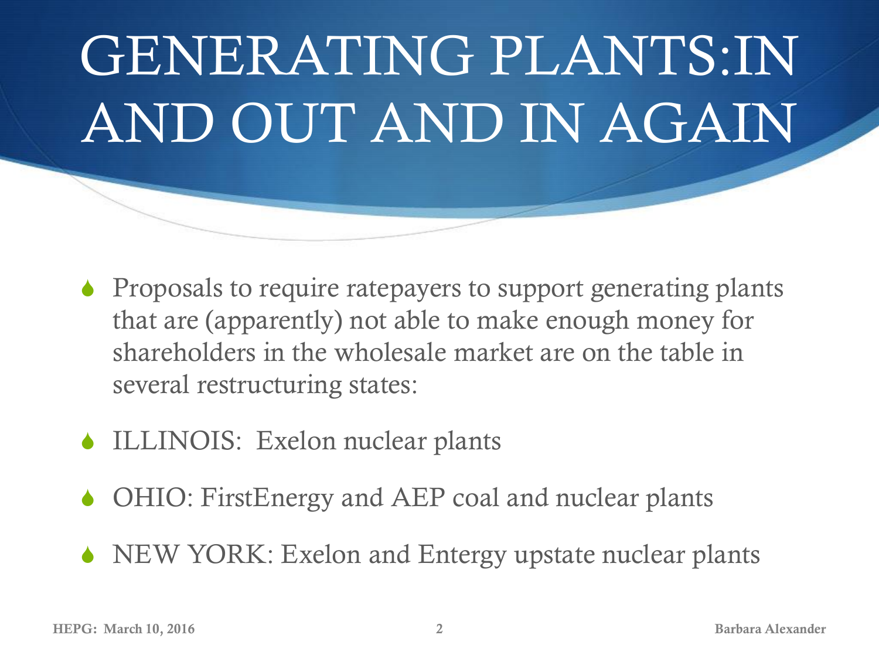# GENERATING PLANTS:IN AND OUT AND IN AGAIN

- Proposals to require ratepayers to support generating plants that are (apparently) not able to make enough money for shareholders in the wholesale market are on the table in several restructuring states:
- ILLINOIS: Exelon nuclear plants
- OHIO: FirstEnergy and AEP coal and nuclear plants
- NEW YORK: Exelon and Entergy upstate nuclear plants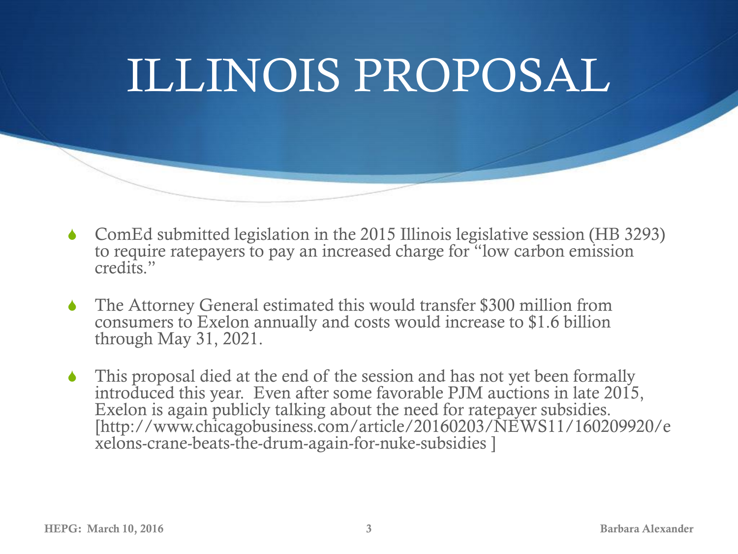# ILLINOIS PROPOSAL

- ComEd submitted legislation in the 2015 Illinois legislative session (HB 3293) to require ratepayers to pay an increased charge for "low carbon emission credits."
- The Attorney General estimated this would transfer $300 million from consumers to Exelon annually and costs would increase to $1.6 billion through May 31, 2021.
- This proposal died at the end of the session and has not yet been formally introduced this year. Even after some favorable PJM auctions in late 2015, Exelon is again publicly talking about the need for ratepayer subsidies. [http://www.chicagobusiness.com/article/20160203/NEWS11/160209920/exelons-crane-beats-the-drum-again-for-nuke-subsidies ]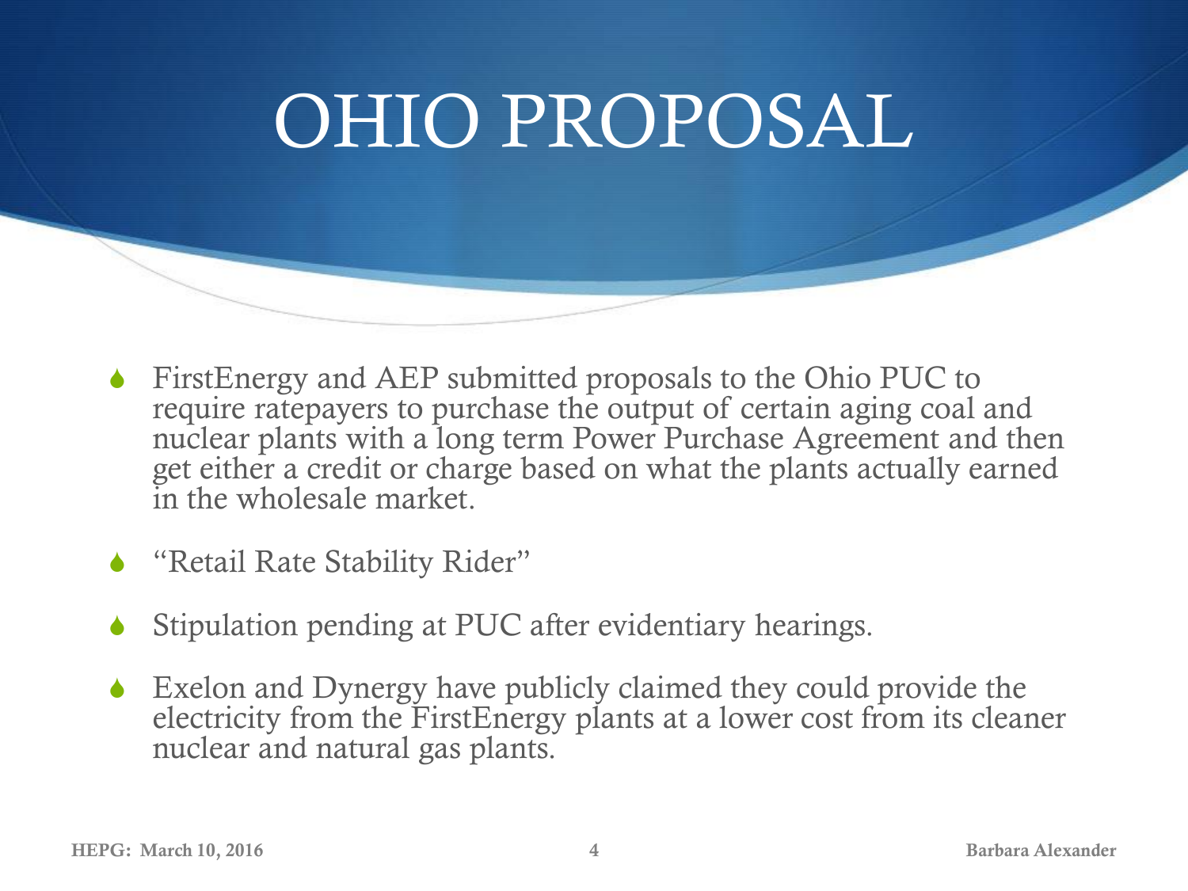# OHIO PROPOSAL

- FirstEnergy and AEP submitted proposals to the Ohio PUC to require ratepayers to purchase the output of certain aging coal and nuclear plants with a long term Power Purchase Agreement and then get either a credit or charge based on what the plants actually earned in the wholesale market.
- "Retail Rate Stability Rider"
- Stipulation pending at PUC after evidentiary hearings.
- Exelon and Dynergy have publicly claimed they could provide the electricity from the FirstEnergy plants at a lower cost from its cleaner nuclear and natural gas plants.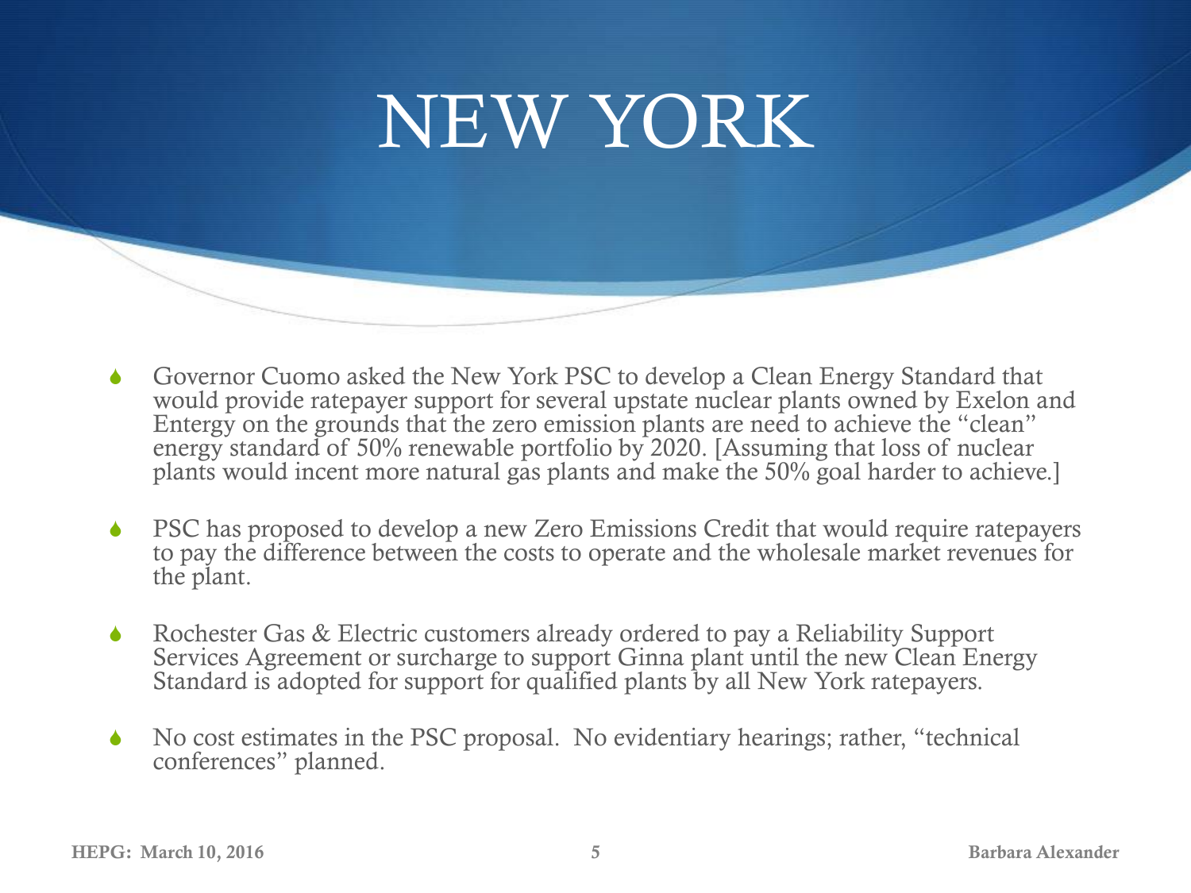# NEW YORK

- Governor Cuomo asked the New York PSC to develop a Clean Energy Standard that would provide ratepayer support for several upstate nuclear plants owned by Exelon and Entergy on the grounds that the zero emission plants are need to achieve the "clean" energy standard of 50% renewable portfolio by 2020. [Assuming that loss of nuclear plants would incent more natural gas plants and make the 50% goal harder to achieve.]

- PSC has proposed to develop a new Zero Emissions Credit that would require ratepayers to pay the difference between the costs to operate and the wholesale market revenues for the plant.

- Rochester Gas & Electric customers already ordered to pay a Reliability Support Services Agreement or surcharge to support Ginna plant until the new Clean Energy Standard is adopted for support for qualified plants by all New York ratepayers.

- No cost estimates in the PSC proposal. No evidentiary hearings; rather, "technical conferences" planned.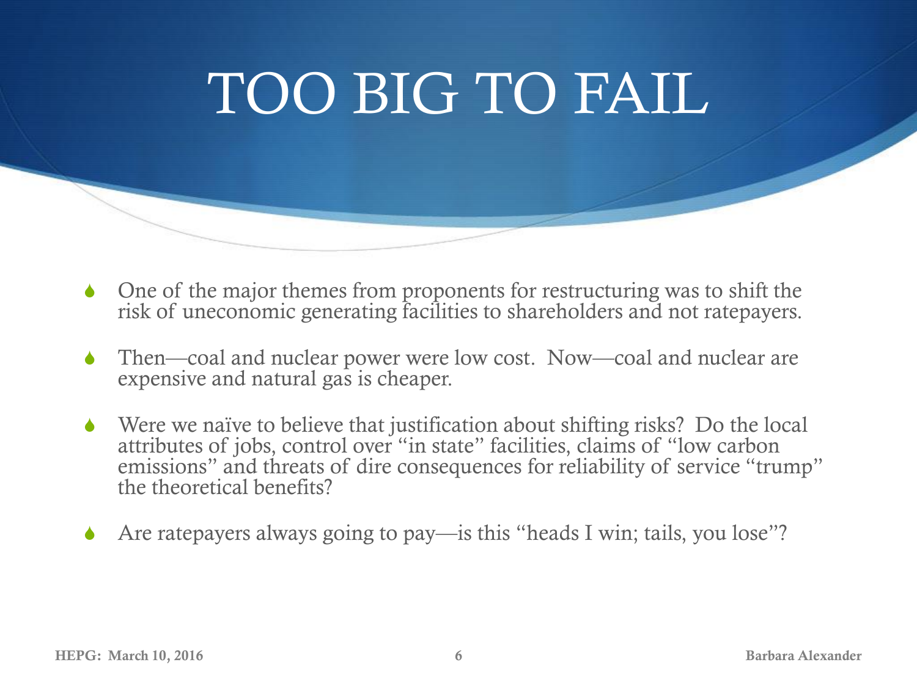# TOO BIG TO FAIL

- One of the major themes from proponents for restructuring was to shift the risk of uneconomic generating facilities to shareholders and not ratepayers.
- Then—coal and nuclear power were low cost. Now—coal and nuclear are expensive and natural gas is cheaper.
- Were we naïve to believe that justification about shifting risks? Do the local attributes of jobs, control over "in state" facilities, claims of "low carbon emissions" and threats of dire consequences for reliability of service "trump" the theoretical benefits?
- Are ratepayers always going to pay—is this "heads I win; tails, you lose"?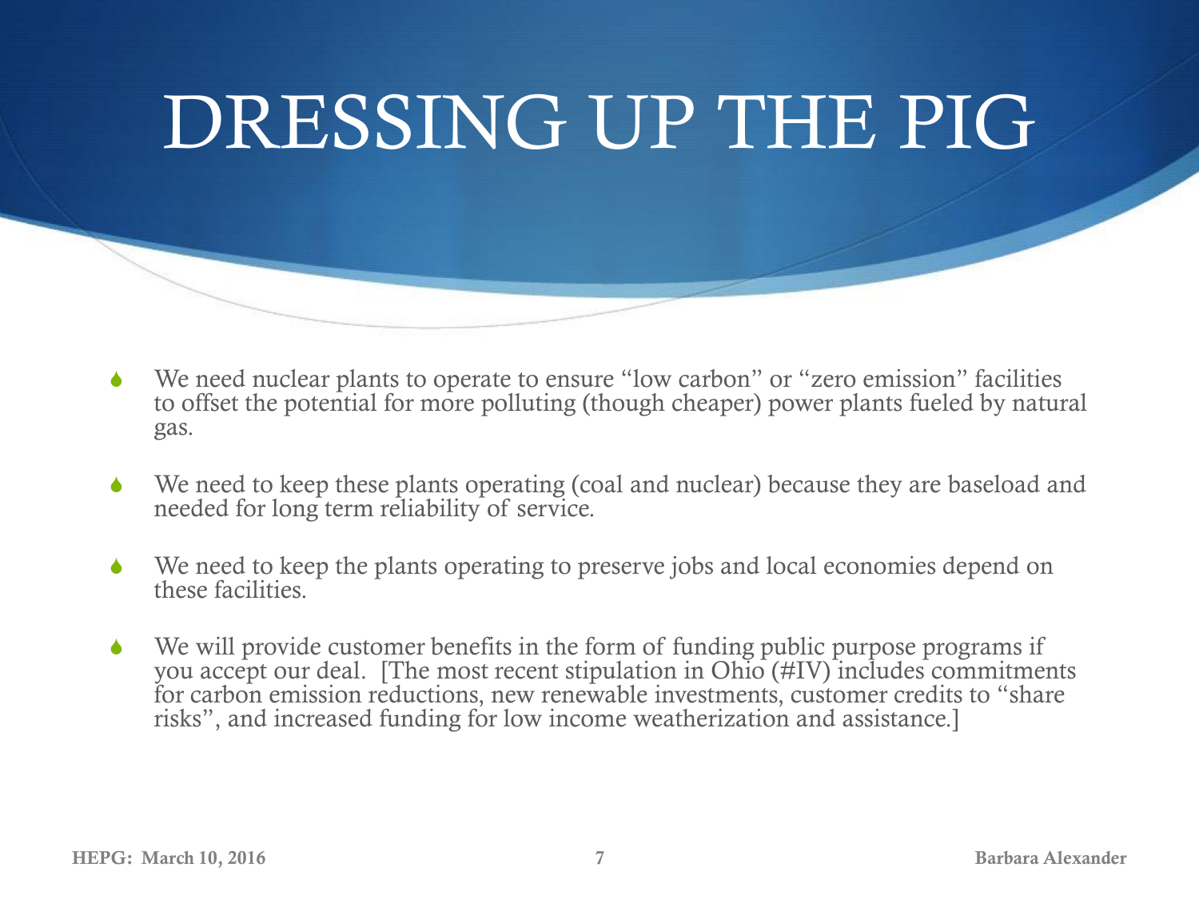# DRESSING UP THE PIG

- We need nuclear plants to operate to ensure "low carbon" or "zero emission" facilities to offset the potential for more polluting (though cheaper) power plants fueled by natural gas.

- We need to keep these plants operating (coal and nuclear) because they are baseload and needed for long term reliability of service.

- We need to keep the plants operating to preserve jobs and local economies depend on these facilities.

- We will provide customer benefits in the form of funding public purpose programs if you accept our deal. [The most recent stipulation in Ohio (#IV) includes commitments for carbon emission reductions, new renewable investments, customer credits to "share risks", and increased funding for low income weatherization and assistance.]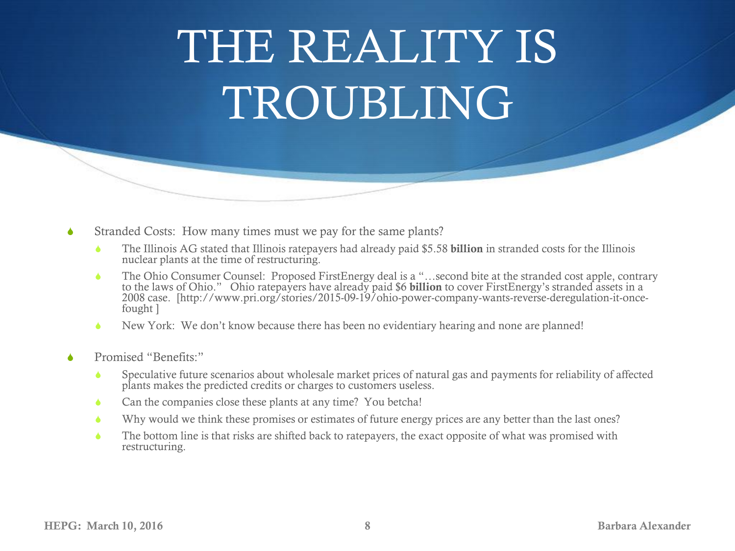# THE REALITY IS TROUBLING

- Stranded Costs: How many times must we pay for the same plants?
  - The Illinois AG stated that Illinois ratepayers had already paid $5.58 **billion** in stranded costs for the Illinois nuclear plants at the time of restructuring.
  - The Ohio Consumer Counsel: Proposed FirstEnergy deal is a "…second bite at the stranded cost apple, contrary to the laws of Ohio." Ohio ratepayers have already paid $6 **billion** to cover FirstEnergy's stranded assets in a 2008 case. [http://www.pri.org/stories/2015-09-19/ohio-power-company-wants-reverse-deregulation-it-once-fought ]
  - New York: We don't know because there has been no evidentiary hearing and none are planned!

- Promised "Benefits:"
  - Speculative future scenarios about wholesale market prices of natural gas and payments for reliability of affected plants makes the predicted credits or charges to customers useless.
  - Can the companies close these plants at any time? You betcha!
  - Why would we think these promises or estimates of future energy prices are any better than the last ones?
  - The bottom line is that risks are shifted back to ratepayers, the exact opposite of what was promised with restructuring.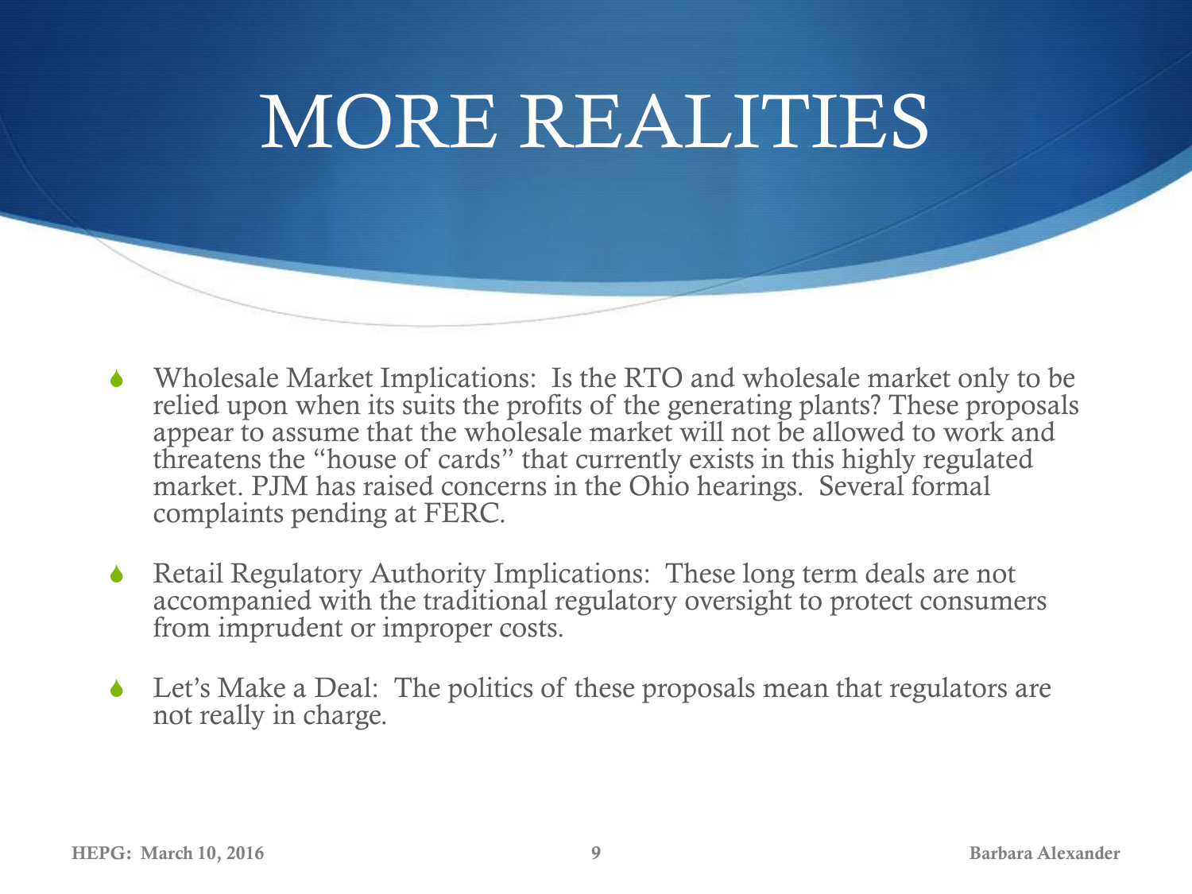# MORE REALITIES

- Wholesale Market Implications: Is the RTO and wholesale market only to be relied upon when its suits the profits of the generating plants? These proposals appear to assume that the wholesale market will not be allowed to work and threatens the "house of cards" that currently exists in this highly regulated market. PJM has raised concerns in the Ohio hearings. Several formal complaints pending at FERC.

- Retail Regulatory Authority Implications: These long term deals are not accompanied with the traditional regulatory oversight to protect consumers from imprudent or improper costs.

- Let's Make a Deal: The politics of these proposals mean that regulators are not really in charge.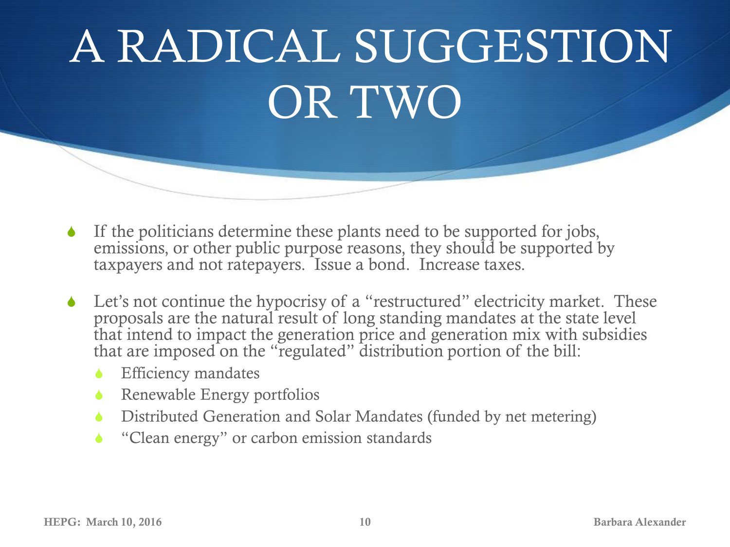# A RADICAL SUGGESTION OR TWO

- If the politicians determine these plants need to be supported for jobs, emissions, or other public purpose reasons, they should be supported by taxpayers and not ratepayers. Issue a bond. Increase taxes.
- Let's not continue the hypocrisy of a "restructured" electricity market. These proposals are the natural result of long standing mandates at the state level that intend to impact the generation price and generation mix with subsidies that are imposed on the "regulated" distribution portion of the bill:
  - Efficiency mandates
  - Renewable Energy portfolios
  - Distributed Generation and Solar Mandates (funded by net metering)
  - "Clean energy" or carbon emission standards